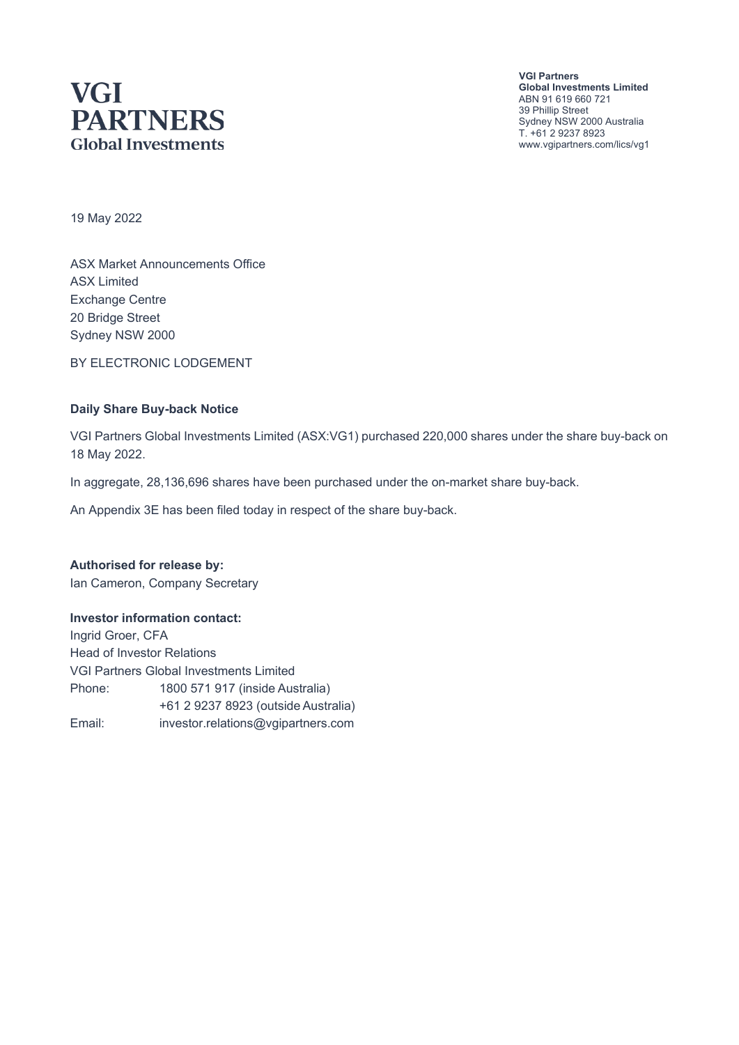**VGI PARTNERS**
**Global Investments**

**VGI Partners**
**Global Investments Limited**
ABN 91 619 660 721
39 Phillip Street
Sydney NSW 2000 Australia
T. +61 2 9237 8923
www.vgipartners.com/lics/vg1

19 May 2022

ASX Market Announcements Office
ASX Limited
Exchange Centre
20 Bridge Street
Sydney NSW 2000

BY ELECTRONIC LODGEMENT

**Daily Share Buy-back Notice**

VGI Partners Global Investments Limited (ASX:VG1) purchased 220,000 shares under the share buy-back on 18 May 2022.

In aggregate, 28,136,696 shares have been purchased under the on-market share buy-back.

An Appendix 3E has been filed today in respect of the share buy-back.

**Authorised for release by:**
Ian Cameron, Company Secretary

**Investor information contact:**
Ingrid Groer, CFA
Head of Investor Relations
VGI Partners Global Investments Limited

| | |
|---|---|
| Phone: | 1800 571 917 (inside Australia) |
| | +61 2 9237 8923 (outside Australia) |
| Email: | investor.relations@vgipartners.com |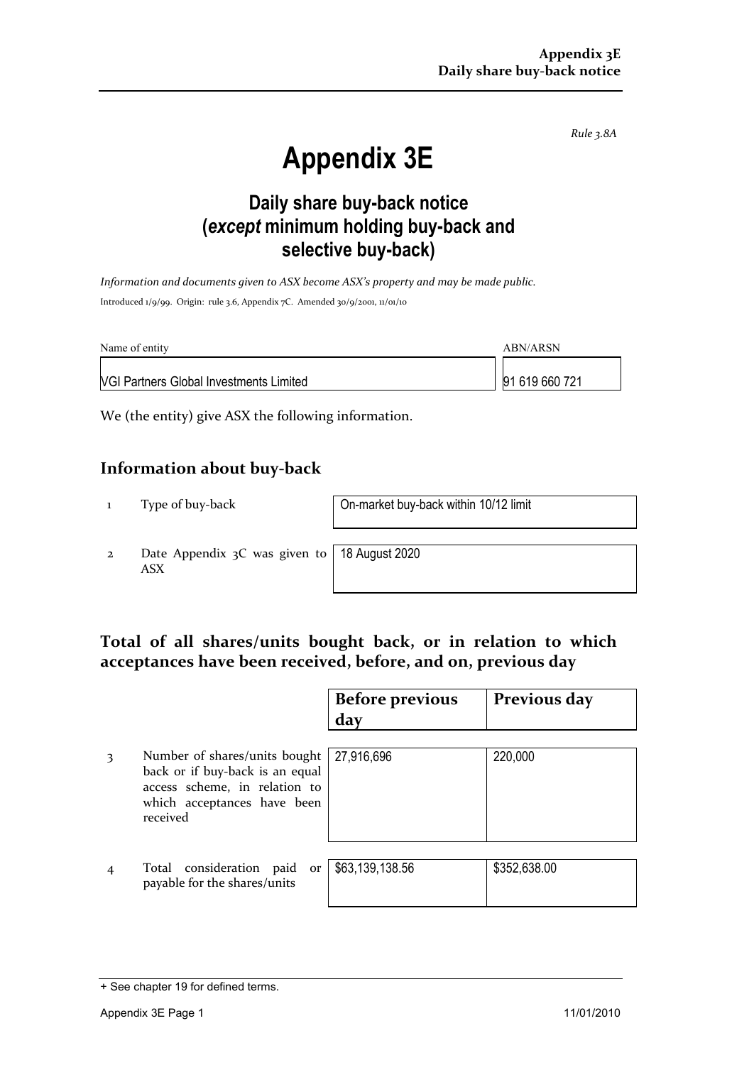*Rule 3.8A*

# Appendix 3E

## Daily share buy-back notice (*except* minimum holding buy-back and selective buy-back)

*Information and documents given to ASX become ASX's property and may be made public.*

Introduced 1/9/99. Origin: rule 3.6, Appendix 7C. Amended 30/9/2001, 11/01/10

| Name of entity | ABN/ARSN |
|---|---|
| VGI Partners Global Investments Limited | 91 619 660 721 |

We (the entity) give ASX the following information.

## Information about buy-back

| | | |
|---|---|---|
| 1 | Type of buy-back | On-market buy-back within 10/12 limit |
| 2 | Date Appendix 3C was given to ASX | 18 August 2020 |

## Total of all shares/units bought back, or in relation to which acceptances have been received, before, and on, previous day

| | | Before previous day | Previous day |
|---|---|---|---|
| 3 | Number of shares/units bought back or if buy-back is an equal access scheme, in relation to which acceptances have been received | 27,916,696 | 220,000 |
| 4 | Total consideration paid or payable for the shares/units | $63,139,138.56 | $352,638.00 |

+ See chapter 19 for defined terms.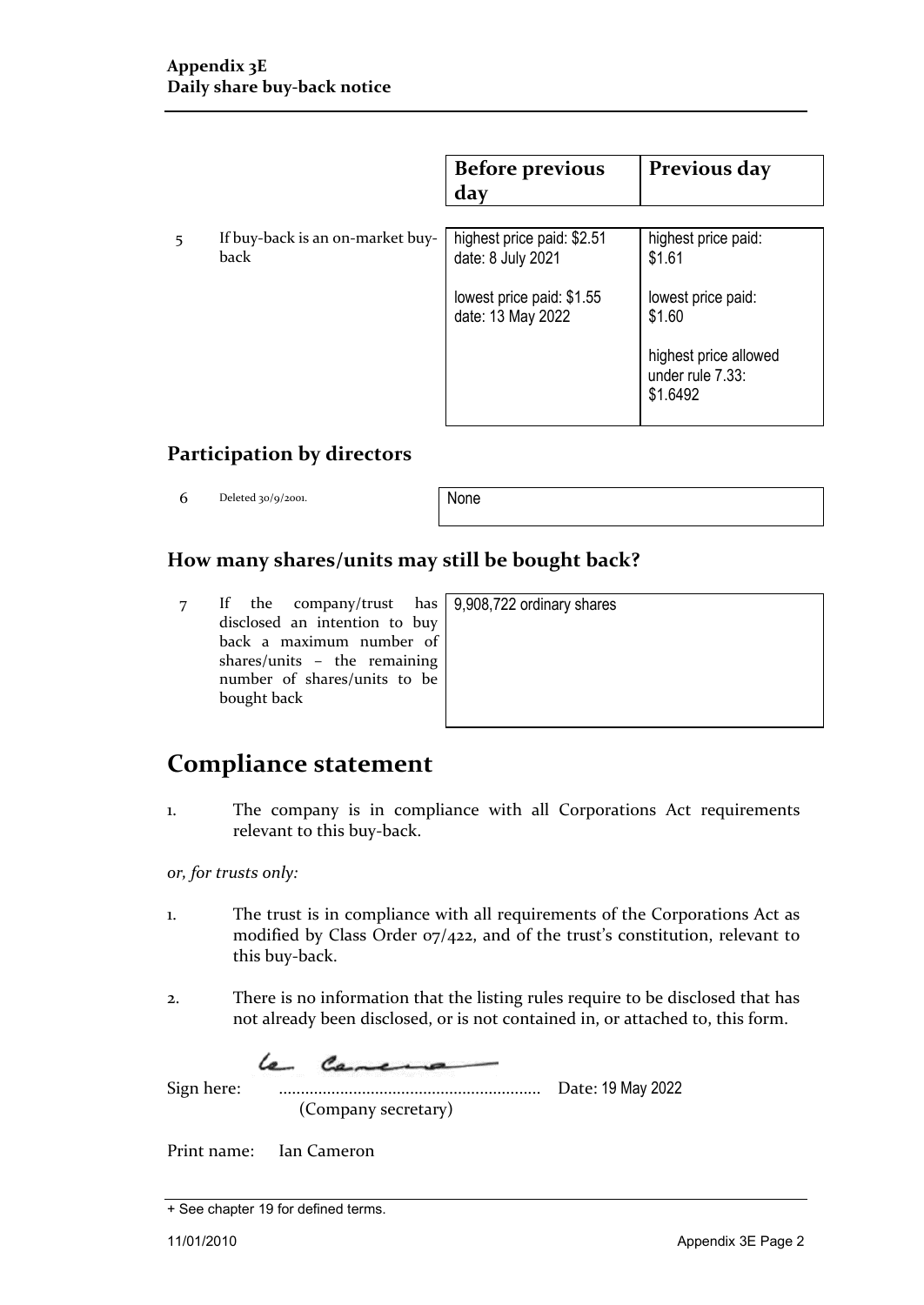| | | Before previous day | Previous day |
|---|---|---|---|
| 5 | If buy-back is an on-market buy-back | highest price paid: $2.51<br>date: 8 July 2021<br><br>lowest price paid: $1.55<br>date: 13 May 2022 | highest price paid: $1.61<br><br>lowest price paid: $1.60<br><br>highest price allowed under rule 7.33: $1.6492 |

## Participation by directors

| | | |
|---|---|---|
| 6 | Deleted 30/9/2001. | None |

## How many shares/units may still be bought back?

| | | |
|---|---|---|
| 7 | If the company/trust has disclosed an intention to buy back a maximum number of shares/units – the remaining number of shares/units to be bought back | 9,908,722 ordinary shares |

# Compliance statement

1. The company is in compliance with all Corporations Act requirements relevant to this buy-back.

*or, for trusts only:*

1. The trust is in compliance with all requirements of the Corporations Act as modified by Class Order 07/422, and of the trust's constitution, relevant to this buy-back.

2. There is no information that the listing rules require to be disclosed that has not already been disclosed, or is not contained in, or attached to, this form.

Sign here: ............................................................ Date: 19 May 2022
(Company secretary)

Print name: Ian Cameron

+ See chapter 19 for defined terms.